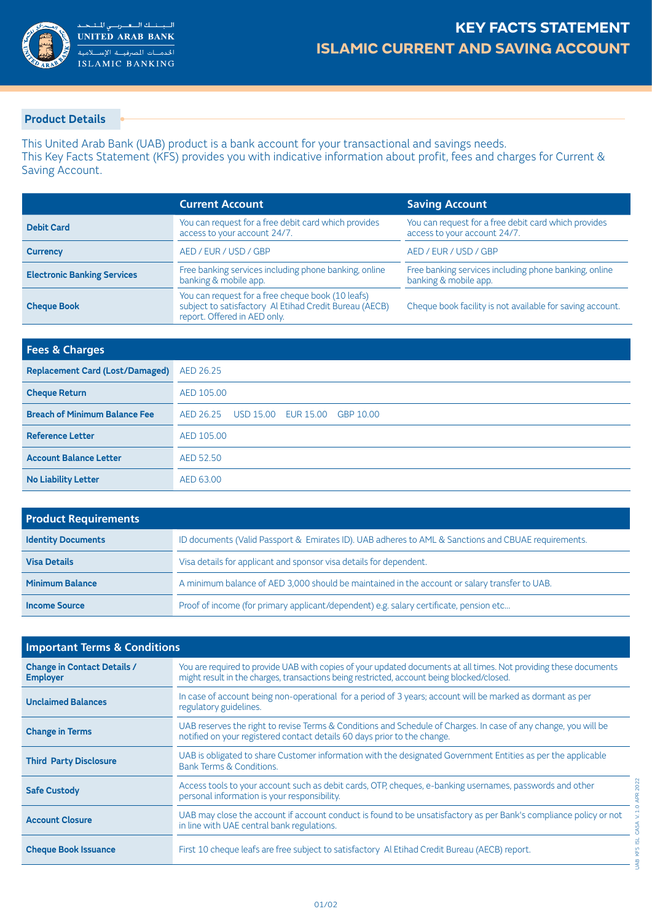# KEY FACTS STATEMENT
## ISLAMIC CURRENT AND SAVING ACCOUNT

### Product Details

This United Arab Bank (UAB) product is a bank account for your transactional and savings needs.
This Key Facts Statement (KFS) provides you with indicative information about profit, fees and charges for Current & Saving Account.

| | Current Account | Saving Account |
|---|---|---|
| **Debit Card** | You can request for a free debit card which provides access to your account 24/7. | You can request for a free debit card which provides access to your account 24/7. |
| **Currency** | AED / EUR / USD / GBP | AED / EUR / USD / GBP |
| **Electronic Banking Services** | Free banking services including phone banking, online banking & mobile app. | Free banking services including phone banking, online banking & mobile app. |
| **Cheque Book** | You can request for a free cheque book (10 leafs) subject to satisfactory Al Etihad Credit Bureau (AECB) report. Offered in AED only. | Cheque book facility is not available for saving account. |

| Fees & Charges | |
|---|---|
| **Replacement Card (Lost/Damaged)** | AED 26.25 |
| **Cheque Return** | AED 105.00 |
| **Breach of Minimum Balance Fee** | AED 26.25 USD 15.00 EUR 15.00 GBP 10.00 |
| **Reference Letter** | AED 105.00 |
| **Account Balance Letter** | AED 52.50 |
| **No Liability Letter** | AED 63.00 |

| Product Requirements | |
|---|---|
| **Identity Documents** | ID documents (Valid Passport & Emirates ID). UAB adheres to AML & Sanctions and CBUAE requirements. |
| **Visa Details** | Visa details for applicant and sponsor visa details for dependent. |
| **Minimum Balance** | A minimum balance of AED 3,000 should be maintained in the account or salary transfer to UAB. |
| **Income Source** | Proof of income (for primary applicant/dependent) e.g. salary certificate, pension etc... |

| Important Terms & Conditions | |
|---|---|
| **Change in Contact Details / Employer** | You are required to provide UAB with copies of your updated documents at all times. Not providing these documents might result in the charges, transactions being restricted, account being blocked/closed. |
| **Unclaimed Balances** | In case of account being non-operational for a period of 3 years; account will be marked as dormant as per regulatory guidelines. |
| **Change in Terms** | UAB reserves the right to revise Terms & Conditions and Schedule of Charges. In case of any change, you will be notified on your registered contact details 60 days prior to the change. |
| **Third Party Disclosure** | UAB is obligated to share Customer information with the designated Government Entities as per the applicable Bank Terms & Conditions. |
| **Safe Custody** | Access tools to your account such as debit cards, OTP, cheques, e-banking usernames, passwords and other personal information is your responsibility. |
| **Account Closure** | UAB may close the account if account conduct is found to be unsatisfactory as per Bank's compliance policy or not in line with UAE central bank regulations. |
| **Cheque Book Issuance** | First 10 cheque leafs are free subject to satisfactory Al Etihad Credit Bureau (AECB) report. |

UAB KFS ISL CASA V 1.0 APR 2022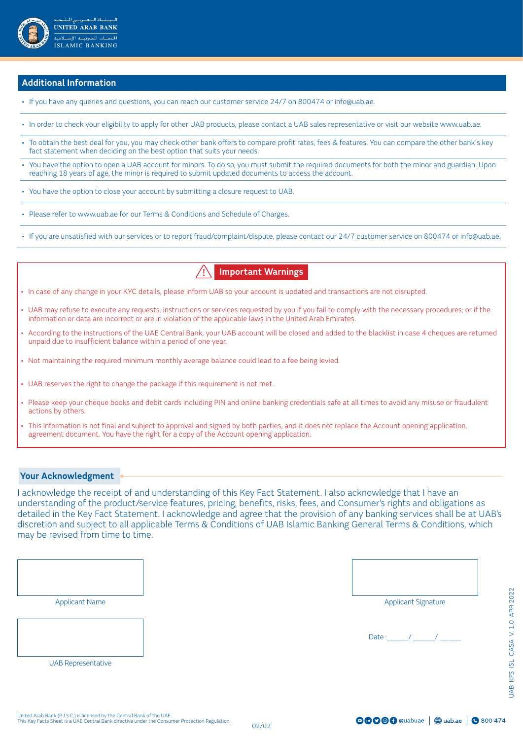## Additional Information

- If you have any queries and questions, you can reach our customer service 24/7 on 800474 or info@uab.ae.
- In order to check your eligibility to apply for other UAB products, please contact a UAB sales representative or visit our website www.uab.ae.
- To obtain the best deal for you, you may check other bank offers to compare profit rates, fees & features. You can compare the other bank's key fact statement when deciding on the best option that suits your needs.
- You have the option to open a UAB account for minors. To do so, you must submit the required documents for both the minor and guardian. Upon reaching 18 years of age, the minor is required to submit updated documents to access the account.
- You have the option to close your account by submitting a closure request to UAB.
- Please refer to www.uab.ae for our Terms & Conditions and Schedule of Charges.
- If you are unsatisfied with our services or to report fraud/complaint/dispute, please contact our 24/7 customer service on 800474 or info@uab.ae.

## Important Warnings

- In case of any change in your KYC details, please inform UAB so your account is updated and transactions are not disrupted.
- UAB may refuse to execute any requests, instructions or services requested by you if you fail to comply with the necessary procedures; or if the information or data are incorrect or are in violation of the applicable laws in the United Arab Emirates.
- According to the instructions of the UAE Central Bank, your UAB account will be closed and added to the blacklist in case 4 cheques are returned unpaid due to insufficient balance within a period of one year.
- Not maintaining the required minimum monthly average balance could lead to a fee being levied.
- UAB reserves the right to change the package if this requirement is not met.
- Please keep your cheque books and debit cards including PIN and online banking credentials safe at all times to avoid any misuse or fraudulent actions by others.
- This information is not final and subject to approval and signed by both parties, and it does not replace the Account opening application, agreement document. You have the right for a copy of the Account opening application.

## Your Acknowledgment

I acknowledge the receipt of and understanding of this Key Fact Statement. I also acknowledge that I have an understanding of the product/service features, pricing, benefits, risks, fees, and Consumer's rights and obligations as detailed in the Key Fact Statement. I acknowledge and agree that the provision of any banking services shall be at UAB's discretion and subject to all applicable Terms & Conditions of UAB Islamic Banking General Terms & Conditions, which may be revised from time to time.

Applicant Name

Applicant Signature

UAB Representative

Date :\_\_\_\_\_\_/ \_\_\_\_\_\_/ \_\_\_\_\_\_

UAB KFS ISL CASA V. 1.0 APR 2022

United Arab Bank (P.J.S.C.) is licensed by the Central Bank of the UAE.
This Key Facts Sheet is a UAE Central Bank directive under the Consumer Protection Regulation.

@uabuae | uab.ae | 800 474